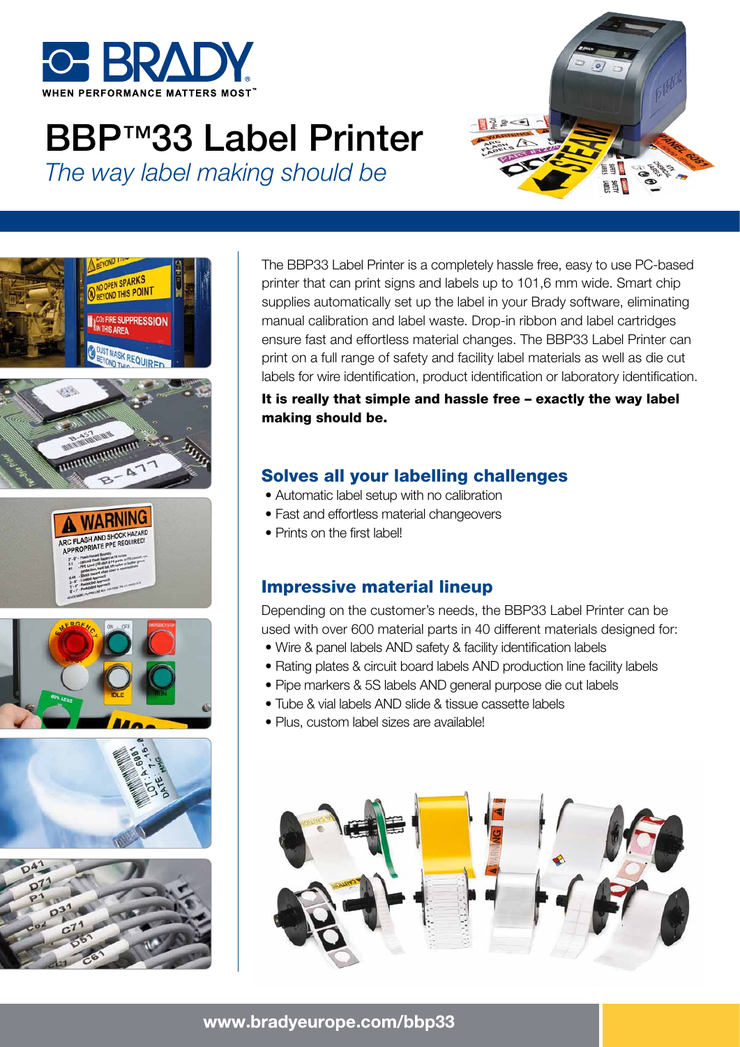# BBP™33 Label Printer

*The way label making should be*

The BBP33 Label Printer is a completely hassle free, easy to use PC-based printer that can print signs and labels up to 101,6 mm wide. Smart chip supplies automatically set up the label in your Brady software, eliminating manual calibration and label waste. Drop-in ribbon and label cartridges ensure fast and effortless material changes. The BBP33 Label Printer can print on a full range of safety and facility label materials as well as die cut labels for wire identification, product identification or laboratory identification.

**It is really that simple and hassle free – exactly the way label making should be.**

## Solves all your labelling challenges

- Automatic label setup with no calibration
- Fast and effortless material changeovers
- Prints on the first label!

## Impressive material lineup

Depending on the customer's needs, the BBP33 Label Printer can be used with over 600 material parts in 40 different materials designed for:

- Wire & panel labels AND safety & facility identification labels
- Rating plates & circuit board labels AND production line facility labels
- Pipe markers & 5S labels AND general purpose die cut labels
- Tube & vial labels AND slide & tissue cassette labels
- Plus, custom label sizes are available!

www.bradyeurope.com/bbp33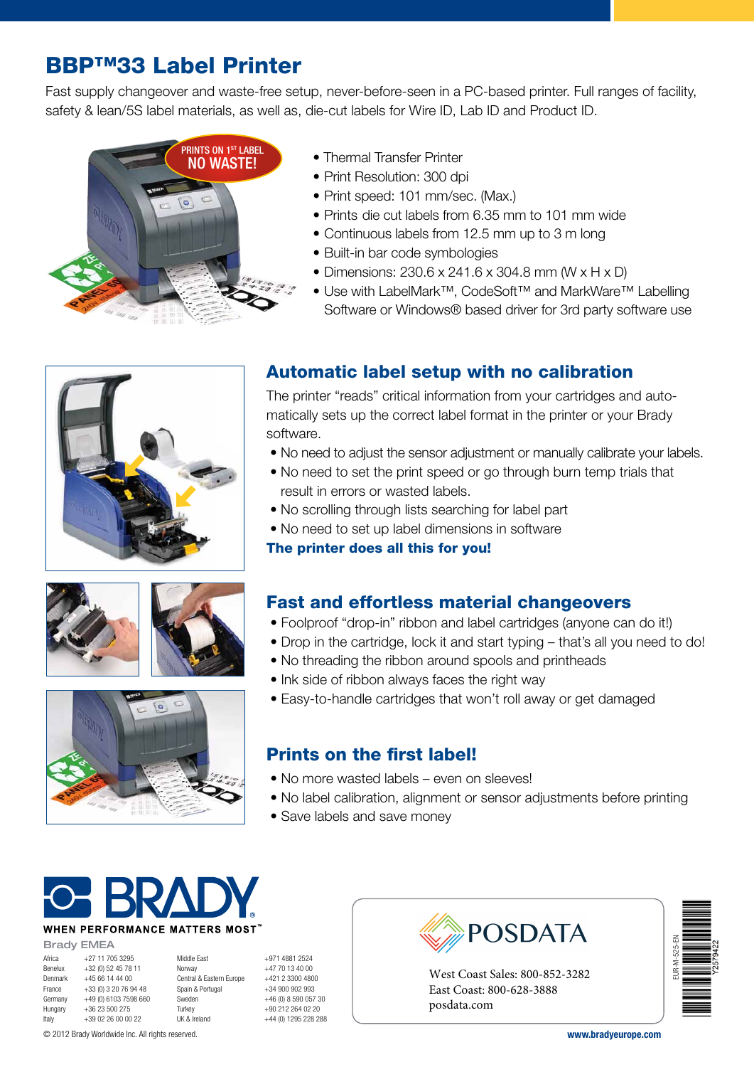# BBP™33 Label Printer

Fast supply changeover and waste-free setup, never-before-seen in a PC-based printer. Full ranges of facility, safety & lean/5S label materials, as well as, die-cut labels for Wire ID, Lab ID and Product ID.

PRINTS ON 1ST LABEL NO WASTE!

- Thermal Transfer Printer
- Print Resolution: 300 dpi
- Print speed: 101 mm/sec. (Max.)
- Prints die cut labels from 6.35 mm to 101 mm wide
- Continuous labels from 12.5 mm up to 3 m long
- Built-in bar code symbologies
- Dimensions: 230.6 x 241.6 x 304.8 mm (W x H x D)
- Use with LabelMark™, CodeSoft™ and MarkWare™ Labelling Software or Windows® based driver for 3rd party software use

## Automatic label setup with no calibration

The printer "reads" critical information from your cartridges and automatically sets up the correct label format in the printer or your Brady software.

- No need to adjust the sensor adjustment or manually calibrate your labels.
- No need to set the print speed or go through burn temp trials that result in errors or wasted labels.
- No scrolling through lists searching for label part
- No need to set up label dimensions in software

**The printer does all this for you!**

## Fast and effortless material changeovers

- Foolproof "drop-in" ribbon and label cartridges (anyone can do it!)
- Drop in the cartridge, lock it and start typing – that's all you need to do!
- No threading the ribbon around spools and printheads
- Ink side of ribbon always faces the right way
- Easy-to-handle cartridges that won't roll away or get damaged

## Prints on the first label!

- No more wasted labels – even on sleeves!
- No label calibration, alignment or sensor adjustments before printing
- Save labels and save money

BRADY®

WHEN PERFORMANCE MATTERS MOST™

Brady EMEA

| | | | |
|---|---|---|---|
| Africa | +27 11 705 3295 | Middle East | +971 4881 2524 |
| Benelux | +32 (0) 52 45 78 11 | Norway | +47 70 13 40 00 |
| Denmark | +45 66 14 44 00 | Central & Eastern Europe | +421 2 3300 4800 |
| France | +33 (0) 3 20 76 94 48 | Spain & Portugal | +34 900 902 993 |
| Germany | +49 (0) 6103 7598 660 | Sweden | +46 (0) 8 590 057 30 |
| Hungary | +36 23 500 275 | Turkey | +90 212 264 02 20 |
| Italy | +39 02 26 00 00 22 | UK & Ireland | +44 (0) 1295 228 288 |

© 2012 Brady Worldwide Inc. All rights reserved.

POSDATA

West Coast Sales: 800-852-3282
East Coast: 800-628-3888
posdata.com

EUR-M-525-EN

Y2579422

www.bradyeurope.com